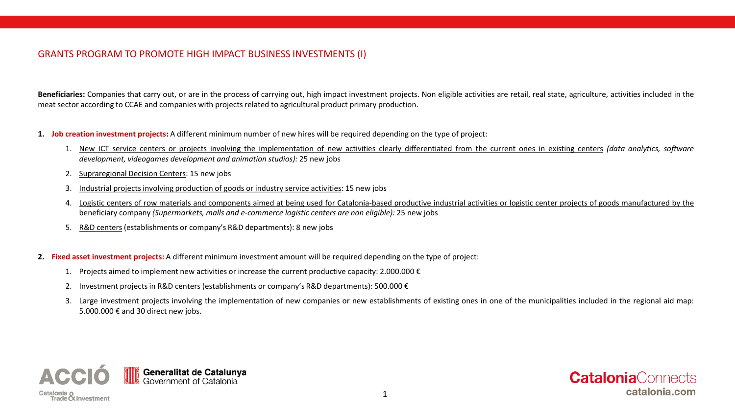## GRANTS PROGRAM TO PROMOTE HIGH IMPACT BUSINESS INVESTMENTS (I)

**Beneficiaries:** Companies that carry out, or are in the process of carrying out, high impact investment projects. Non eligible activities are retail, real state, agriculture, activities included in the meat sector according to CCAE and companies with projects related to agricultural product primary production.

1. **Job creation investment projects:** A different minimum number of new hires will be required depending on the type of project:
    1. New ICT service centers or projects involving the implementation of new activities clearly differentiated from the current ones in existing centers *(data analytics, software development, videogames development and animation studios):* 25 new jobs
    2. Supraregional Decision Centers: 15 new jobs
    3. Industrial projects involving production of goods or industry service activities: 15 new jobs
    4. Logistic centers of row materials and components aimed at being used for Catalonia-based productive industrial activities or logistic center projects of goods manufactured by the beneficiary company *(Supermarkets, malls and e-commerce logistic centers are non eligible):* 25 new jobs
    5. R&D centers (establishments or company's R&D departments): 8 new jobs

2. **Fixed asset investment projects:** A different minimum investment amount will be required depending on the type of project:
    1. Projects aimed to implement new activities or increase the current productive capacity: 2.000.000 €
    2. Investment projects in R&D centers (establishments or company's R&D departments): 500.000 €
    3. Large investment projects involving the implementation of new companies or new establishments of existing ones in one of the municipalities included in the regional aid map: 5.000.000 € and 30 direct new jobs.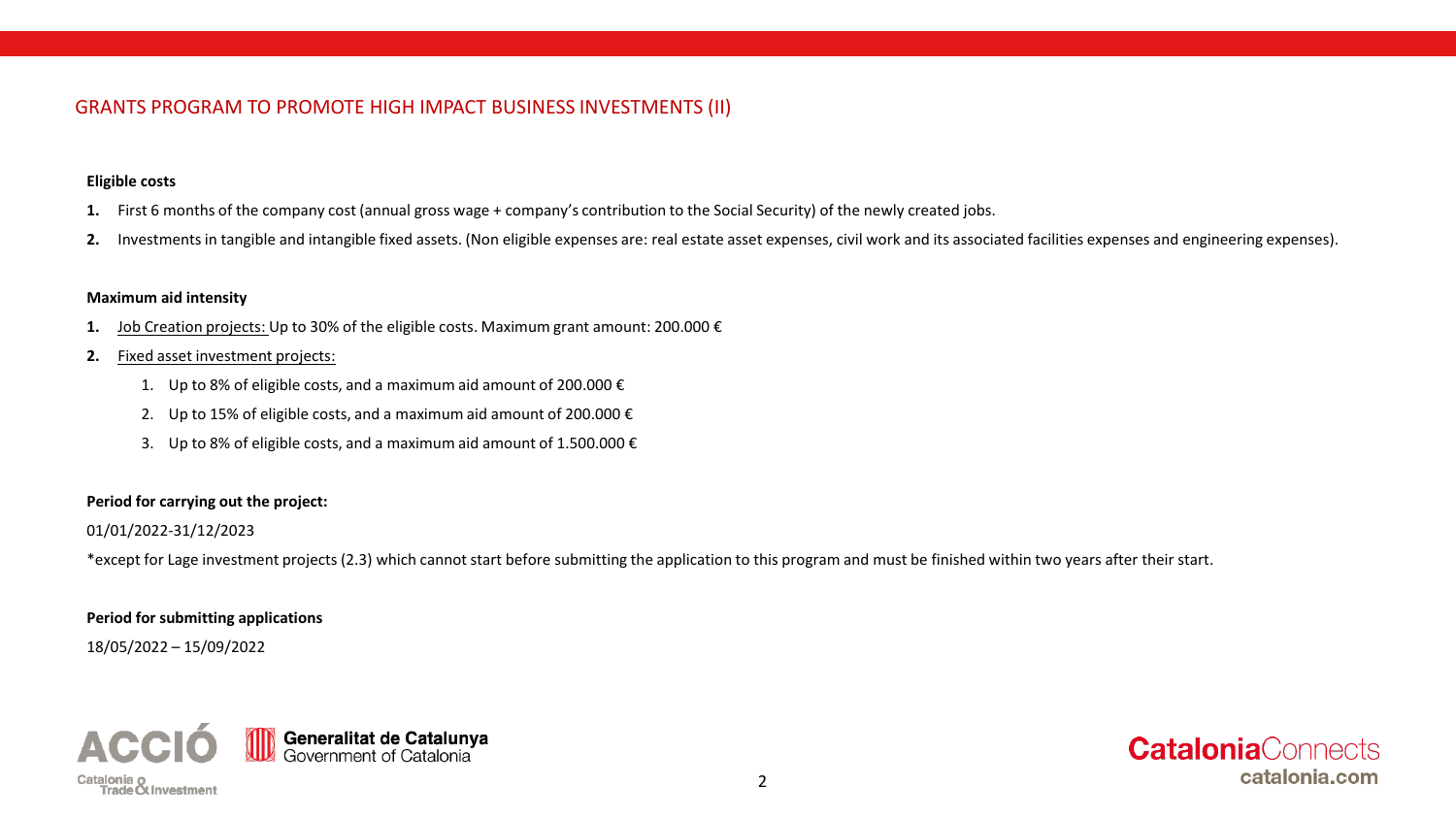## GRANTS PROGRAM TO PROMOTE HIGH IMPACT BUSINESS INVESTMENTS (II)

**Eligible costs**

1. First 6 months of the company cost (annual gross wage + company's contribution to the Social Security) of the newly created jobs.
2. Investments in tangible and intangible fixed assets. (Non eligible expenses are: real estate asset expenses, civil work and its associated facilities expenses and engineering expenses).

**Maximum aid intensity**

1. Job Creation projects: Up to 30% of the eligible costs. Maximum grant amount: 200.000 €
2. Fixed asset investment projects:
   1. Up to 8% of eligible costs, and a maximum aid amount of 200.000 €
   2. Up to 15% of eligible costs, and a maximum aid amount of 200.000 €
   3. Up to 8% of eligible costs, and a maximum aid amount of 1.500.000 €

**Period for carrying out the project:**

01/01/2022-31/12/2023

*except for Lage investment projects (2.3) which cannot start before submitting the application to this program and must be finished within two years after their start.

**Period for submitting applications**

18/05/2022 – 15/09/2022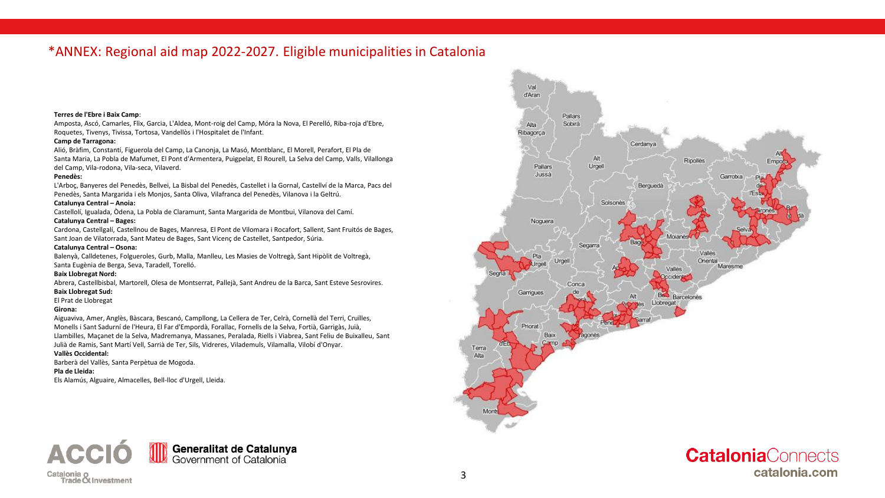# *ANNEX: Regional aid map 2022-2027. Eligible municipalities in Catalonia

**Terres de l'Ebre i Baix Camp**:
Amposta, Ascó, Camarles, Flix, Garcia, L'Aldea, Mont-roig del Camp, Móra la Nova, El Perelló, Riba-roja d'Ebre, Roquetes, Tivenys, Tivissa, Tortosa, Vandellòs i l'Hospitalet de l'Infant.

**Camp de Tarragona:**
Alió, Bràfim, Constantí, Figuerola del Camp, La Canonja, La Masó, Montblanc, El Morell, Perafort, El Pla de Santa Maria, La Pobla de Mafumet, El Pont d'Armentera, Puigpelat, El Rourell, La Selva del Camp, Valls, Vilallonga del Camp, Vila-rodona, Vila-seca, Vilaverd.

**Penedès:**
L'Arboç, Banyeres del Penedès, Bellvei, La Bisbal del Penedès, Castellet i la Gornal, Castellví de la Marca, Pacs del Penedès, Santa Margarida i els Monjos, Santa Oliva, Vilafranca del Penedès, Vilanova i la Geltrú.

**Catalunya Central – Anoia:**
Castellolí, Igualada, Òdena, La Pobla de Claramunt, Santa Margarida de Montbui, Vilanova del Camí.

**Catalunya Central – Bages:**
Cardona, Castellgalí, Castellnou de Bages, Manresa, El Pont de Vilomara i Rocafort, Sallent, Sant Fruitós de Bages, Sant Joan de Vilatorrada, Sant Mateu de Bages, Sant Vicenç de Castellet, Santpedor, Súria.

**Catalunya Central – Osona:**
Balenyà, Calldetenes, Folgueroles, Gurb, Malla, Manlleu, Les Masies de Voltregà, Sant Hipòlit de Voltregà, Santa Eugènia de Berga, Seva, Taradell, Torelló.

**Baix Llobregat Nord:**
Abrera, Castellbisbal, Martorell, Olesa de Montserrat, Pallejà, Sant Andreu de la Barca, Sant Esteve Sesrovires.

**Baix Llobregat Sud:**
El Prat de Llobregat

**Girona:**
Aiguaviva, Amer, Anglès, Bàscara, Bescanó, Campllong, La Cellera de Ter, Celrà, Cornellà del Terri, Cruïlles, Monells i Sant Sadurní de l'Heura, El Far d'Empordà, Forallac, Fornells de la Selva, Fortià, Garrigàs, Juià, Llambilles, Maçanet de la Selva, Madremanya, Massanes, Peralada, Riells i Viabrea, Sant Feliu de Buixalleu, Sant Julià de Ramis, Sant Martí Vell, Sarrià de Ter, Sils, Vidreres, Vilademuls, Vilamalla, Vilobí d'Onyar.

**Vallès Occidental:**
Barberà del Vallès, Santa Perpètua de Mogoda.

**Pla de Lleida:**
Els Alamús, Alguaire, Almacelles, Bell-lloc d'Urgell, Lleida.

Val d'Aran
Alta Ribagorça
Pallars Sobirà
Cerdanya
Pallars Jussà
Alt Urgell
Ripollès
Garrotxa
Solsonès
Berguedà
Noguera
Segarra
Pla d'Urgell
Urgell
Moianès
Segrià
Conca de Barberà
Vallès Oriental
Maresme
Vallès Occidental
Garrigues
Alt Penedès
Baix Llobregat
Barcelonès
Garraf
Priorat
Baix Camp
Tarragonès
Terra Alta
Montsià